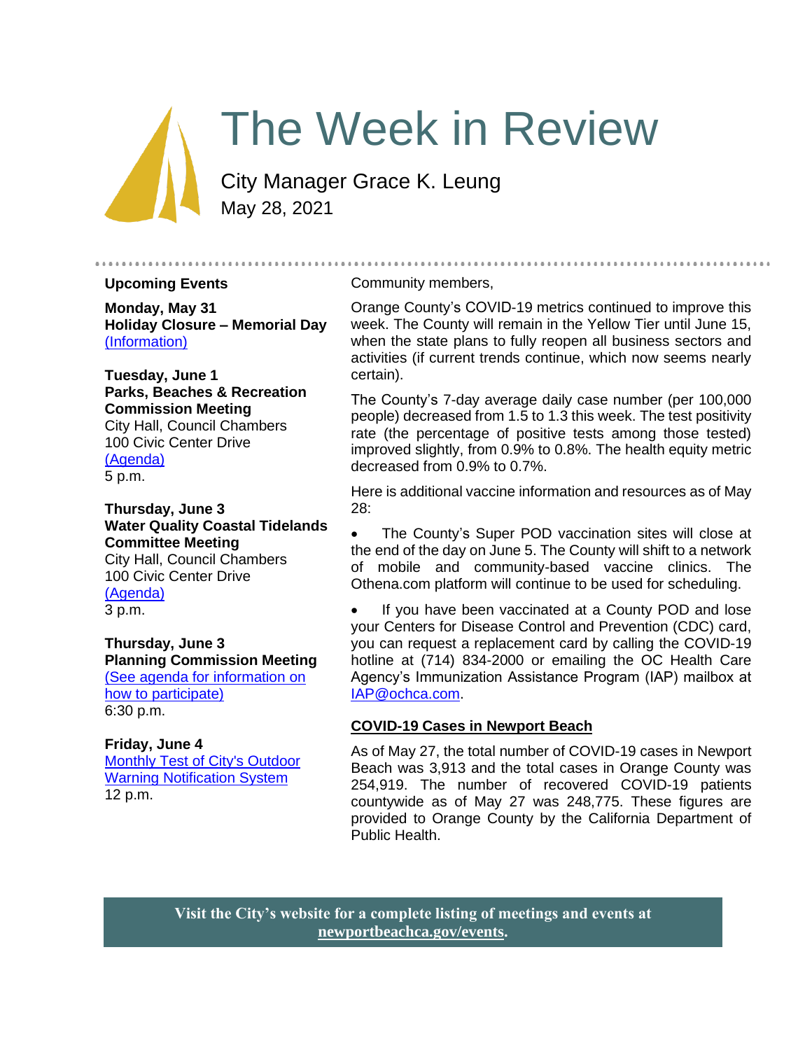# The Week in Review

City Manager Grace K. Leung
May 28, 2021

## Upcoming Events

**Monday, May 31**
**Holiday Closure – Memorial Day**
(Information)

**Tuesday, June 1**
**Parks, Beaches & Recreation Commission Meeting**
City Hall, Council Chambers
100 Civic Center Drive
(Agenda)
5 p.m.

**Thursday, June 3**
**Water Quality Coastal Tidelands Committee Meeting**
City Hall, Council Chambers
100 Civic Center Drive
(Agenda)
3 p.m.

**Thursday, June 3**
**Planning Commission Meeting**
(See agenda for information on how to participate)
6:30 p.m.

**Friday, June 4**
Monthly Test of City's Outdoor Warning Notification System
12 p.m.

Community members,

Orange County's COVID-19 metrics continued to improve this week. The County will remain in the Yellow Tier until June 15, when the state plans to fully reopen all business sectors and activities (if current trends continue, which now seems nearly certain).

The County's 7-day average daily case number (per 100,000 people) decreased from 1.5 to 1.3 this week. The test positivity rate (the percentage of positive tests among those tested) improved slightly, from 0.9% to 0.8%. The health equity metric decreased from 0.9% to 0.7%.

Here is additional vaccine information and resources as of May 28:

- The County's Super POD vaccination sites will close at the end of the day on June 5. The County will shift to a network of mobile and community-based vaccine clinics. The Othena.com platform will continue to be used for scheduling.
- If you have been vaccinated at a County POD and lose your Centers for Disease Control and Prevention (CDC) card, you can request a replacement card by calling the COVID-19 hotline at (714) 834-2000 or emailing the OC Health Care Agency's Immunization Assistance Program (IAP) mailbox at IAP@ochca.com.

### COVID-19 Cases in Newport Beach

As of May 27, the total number of COVID-19 cases in Newport Beach was 3,913 and the total cases in Orange County was 254,919. The number of recovered COVID-19 patients countywide as of May 27 was 248,775. These figures are provided to Orange County by the California Department of Public Health.

**Visit the City's website for a complete listing of meetings and events at newportbeachca.gov/events.**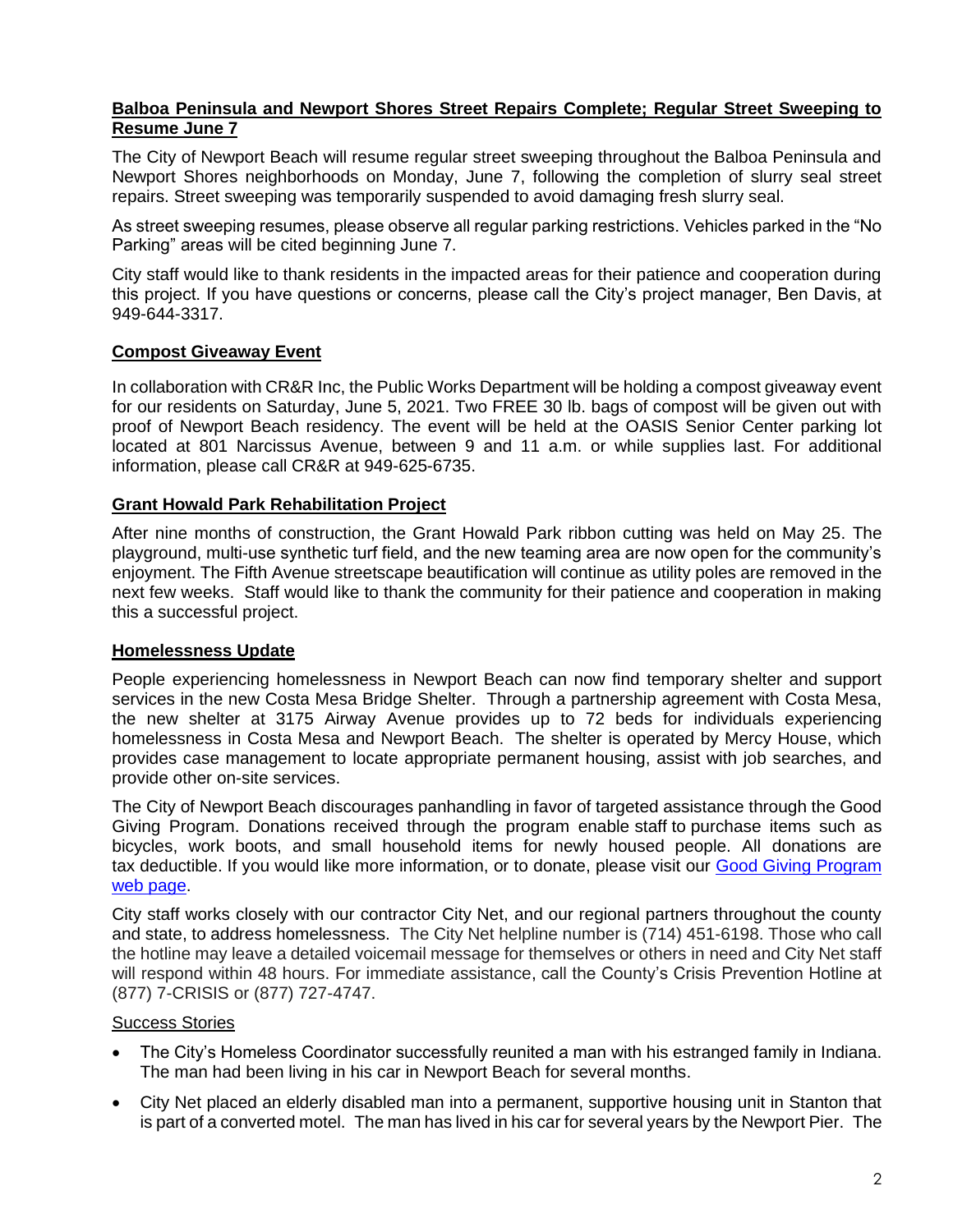**Balboa Peninsula and Newport Shores Street Repairs Complete; Regular Street Sweeping to Resume June 7**

The City of Newport Beach will resume regular street sweeping throughout the Balboa Peninsula and Newport Shores neighborhoods on Monday, June 7, following the completion of slurry seal street repairs. Street sweeping was temporarily suspended to avoid damaging fresh slurry seal.

As street sweeping resumes, please observe all regular parking restrictions. Vehicles parked in the "No Parking" areas will be cited beginning June 7.

City staff would like to thank residents in the impacted areas for their patience and cooperation during this project. If you have questions or concerns, please call the City's project manager, Ben Davis, at 949-644-3317.

**Compost Giveaway Event**

In collaboration with CR&R Inc, the Public Works Department will be holding a compost giveaway event for our residents on Saturday, June 5, 2021. Two FREE 30 lb. bags of compost will be given out with proof of Newport Beach residency. The event will be held at the OASIS Senior Center parking lot located at 801 Narcissus Avenue, between 9 and 11 a.m. or while supplies last. For additional information, please call CR&R at 949-625-6735.

**Grant Howald Park Rehabilitation Project**

After nine months of construction, the Grant Howald Park ribbon cutting was held on May 25. The playground, multi-use synthetic turf field, and the new teaming area are now open for the community's enjoyment. The Fifth Avenue streetscape beautification will continue as utility poles are removed in the next few weeks. Staff would like to thank the community for their patience and cooperation in making this a successful project.

**Homelessness Update**

People experiencing homelessness in Newport Beach can now find temporary shelter and support services in the new Costa Mesa Bridge Shelter. Through a partnership agreement with Costa Mesa, the new shelter at 3175 Airway Avenue provides up to 72 beds for individuals experiencing homelessness in Costa Mesa and Newport Beach. The shelter is operated by Mercy House, which provides case management to locate appropriate permanent housing, assist with job searches, and provide other on-site services.

The City of Newport Beach discourages panhandling in favor of targeted assistance through the Good Giving Program. Donations received through the program enable staff to purchase items such as bicycles, work boots, and small household items for newly housed people. All donations are tax deductible. If you would like more information, or to donate, please visit our Good Giving Program web page.

City staff works closely with our contractor City Net, and our regional partners throughout the county and state, to address homelessness. The City Net helpline number is (714) 451-6198. Those who call the hotline may leave a detailed voicemail message for themselves or others in need and City Net staff will respond within 48 hours. For immediate assistance, call the County's Crisis Prevention Hotline at (877) 7-CRISIS or (877) 727-4747.

Success Stories

- The City's Homeless Coordinator successfully reunited a man with his estranged family in Indiana. The man had been living in his car in Newport Beach for several months.
- City Net placed an elderly disabled man into a permanent, supportive housing unit in Stanton that is part of a converted motel. The man has lived in his car for several years by the Newport Pier. The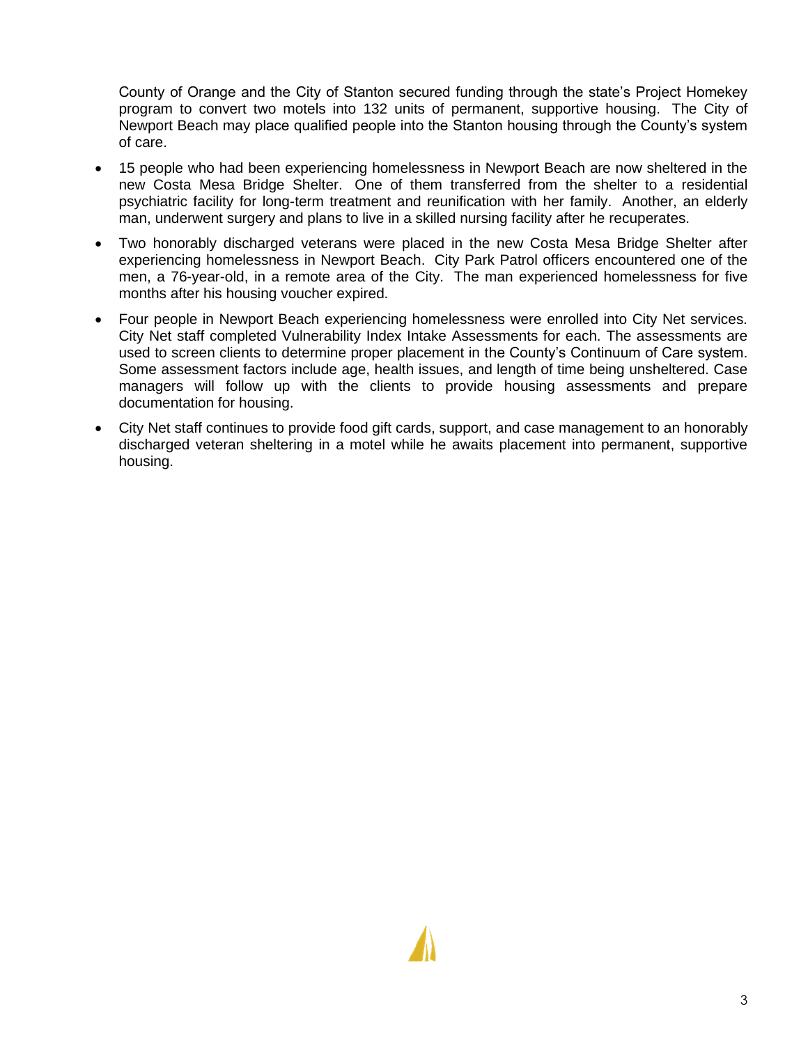County of Orange and the City of Stanton secured funding through the state's Project Homekey program to convert two motels into 132 units of permanent, supportive housing. The City of Newport Beach may place qualified people into the Stanton housing through the County's system of care.

- 15 people who had been experiencing homelessness in Newport Beach are now sheltered in the new Costa Mesa Bridge Shelter. One of them transferred from the shelter to a residential psychiatric facility for long-term treatment and reunification with her family. Another, an elderly man, underwent surgery and plans to live in a skilled nursing facility after he recuperates.
- Two honorably discharged veterans were placed in the new Costa Mesa Bridge Shelter after experiencing homelessness in Newport Beach. City Park Patrol officers encountered one of the men, a 76-year-old, in a remote area of the City. The man experienced homelessness for five months after his housing voucher expired.
- Four people in Newport Beach experiencing homelessness were enrolled into City Net services. City Net staff completed Vulnerability Index Intake Assessments for each. The assessments are used to screen clients to determine proper placement in the County's Continuum of Care system. Some assessment factors include age, health issues, and length of time being unsheltered. Case managers will follow up with the clients to provide housing assessments and prepare documentation for housing.
- City Net staff continues to provide food gift cards, support, and case management to an honorably discharged veteran sheltering in a motel while he awaits placement into permanent, supportive housing.